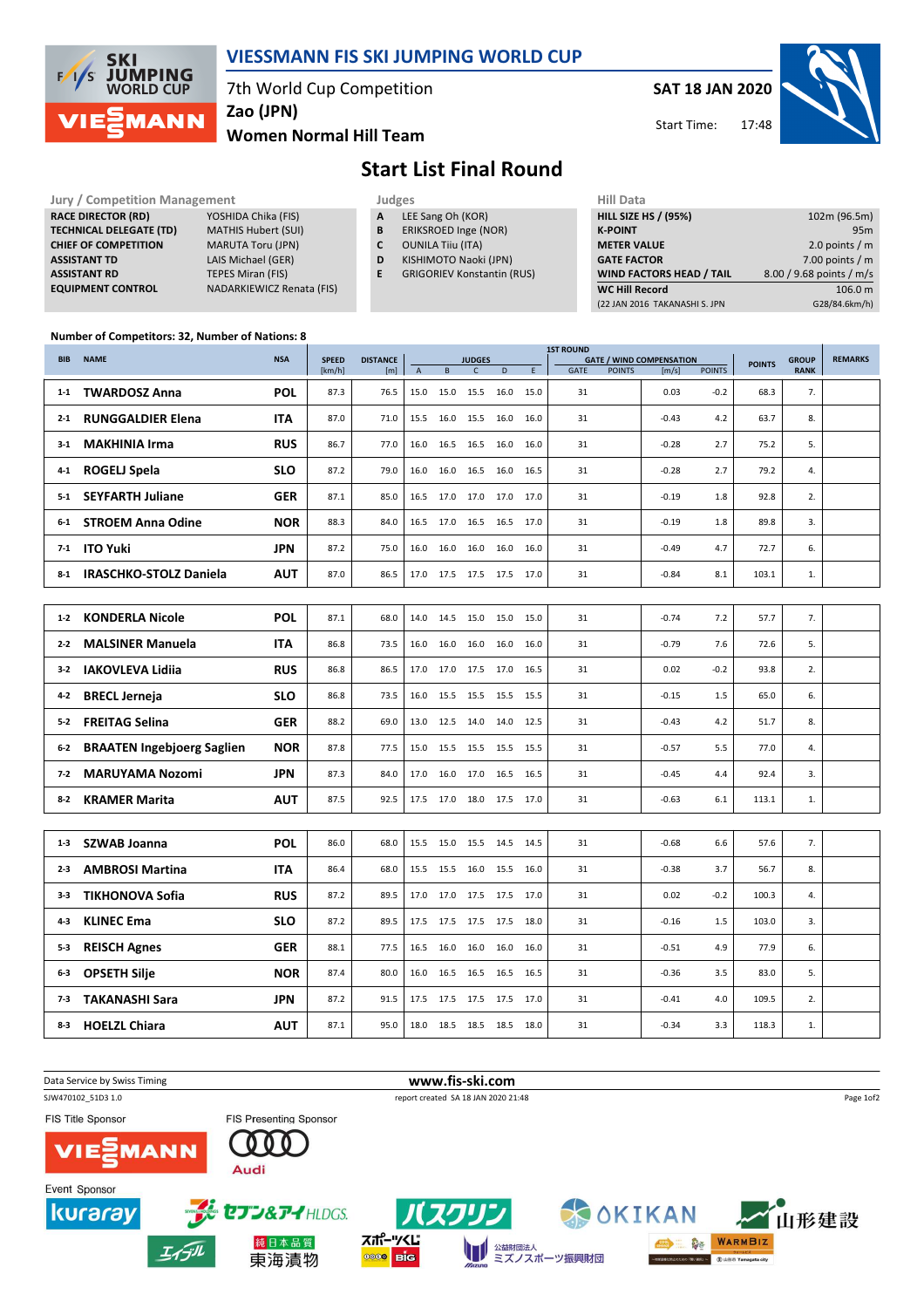# VIESSMANN FIS SKI JUMPING WORLD CUP

7th World Cup Competition
**Zao (JPN)**
**Women Normal Hill Team**

**SAT 18 JAN 2020**
Start Time: 17:48

## Start List Final Round

| Jury / Competition Management | |
|---|---|
| RACE DIRECTOR (RD) | YOSHIDA Chika (FIS) |
| TECHNICAL DELEGATE (TD) | MATHIS Hubert (SUI) |
| CHIEF OF COMPETITION | MARUTA Toru (JPN) |
| ASSISTANT TD | LAIS Michael (GER) |
| ASSISTANT RD | TEPES Miran (FIS) |
| EQUIPMENT CONTROL | NADARKIEWICZ Renata (FIS) |

| Judges | |
|---|---|
| A | LEE Sang Oh (KOR) |
| B | ERIKSROED Inge (NOR) |
| C | OUNILA Tiiu (ITA) |
| D | KISHIMOTO Naoki (JPN) |
| E | GRIGORIEV Konstantin (RUS) |

| Hill Data | |
|---|---|
| HILL SIZE HS / (95%) | 102m (96.5m) |
| K-POINT | 95m |
| METER VALUE | 2.0 points / m |
| GATE FACTOR | 7.00 points / m |
| WIND FACTORS HEAD / TAIL | 8.00 / 9.68 points / m/s |
| WC Hill Record | 106.0 m |
| (22 JAN 2016 TAKANASHI S. JPN | G28/84.6km/h) |

Number of Competitors: 32, Number of Nations: 8

| BIB | NAME | NSA | SPEED [km/h] | DISTANCE [m] | JUDGES A | B | C | D | E | 1ST ROUND GATE | GATE POINTS | WIND [m/s] | WIND POINTS | POINTS | GROUP RANK | REMARKS |
|---|---|---|---|---|---|---|---|---|---|---|---|---|---|---|---|---|
| 1-1 | **TWARDOSZ Anna** | POL | 87.3 | 76.5 | 15.0 | 15.0 | 15.5 | 16.0 | 15.0 | 31 | | 0.03 | -0.2 | 68.3 | 7. | |
| 2-1 | **RUNGGALDIER Elena** | ITA | 87.0 | 71.0 | 15.5 | 16.0 | 15.5 | 16.0 | 16.0 | 31 | | -0.43 | 4.2 | 63.7 | 8. | |
| 3-1 | **MAKHINIA Irma** | RUS | 86.7 | 77.0 | 16.0 | 16.5 | 16.5 | 16.0 | 16.0 | 31 | | -0.28 | 2.7 | 75.2 | 5. | |
| 4-1 | **ROGELJ Spela** | SLO | 87.2 | 79.0 | 16.0 | 16.0 | 16.5 | 16.0 | 16.5 | 31 | | -0.28 | 2.7 | 79.2 | 4. | |
| 5-1 | **SEYFARTH Juliane** | GER | 87.1 | 85.0 | 16.5 | 17.0 | 17.0 | 17.0 | 17.0 | 31 | | -0.19 | 1.8 | 92.8 | 2. | |
| 6-1 | **STROEM Anna Odine** | NOR | 88.3 | 84.0 | 16.5 | 17.0 | 16.5 | 16.5 | 17.0 | 31 | | -0.19 | 1.8 | 89.8 | 3. | |
| 7-1 | **ITO Yuki** | JPN | 87.2 | 75.0 | 16.0 | 16.0 | 16.0 | 16.0 | 16.0 | 31 | | -0.49 | 4.7 | 72.7 | 6. | |
| 8-1 | **IRASCHKO-STOLZ Daniela** | AUT | 87.0 | 86.5 | 17.0 | 17.5 | 17.5 | 17.5 | 17.0 | 31 | | -0.84 | 8.1 | 103.1 | 1. | |
| 1-2 | **KONDERLA Nicole** | POL | 87.1 | 68.0 | 14.0 | 14.5 | 15.0 | 15.0 | 15.0 | 31 | | -0.74 | 7.2 | 57.7 | 7. | |
| 2-2 | **MALSINER Manuela** | ITA | 86.8 | 73.5 | 16.0 | 16.0 | 16.0 | 16.0 | 16.0 | 31 | | -0.79 | 7.6 | 72.6 | 5. | |
| 3-2 | **IAKOVLEVA Lidiia** | RUS | 86.8 | 86.5 | 17.0 | 17.0 | 17.5 | 17.0 | 16.5 | 31 | | 0.02 | -0.2 | 93.8 | 2. | |
| 4-2 | **BRECL Jerneja** | SLO | 86.8 | 73.5 | 16.0 | 15.5 | 15.5 | 15.5 | 15.5 | 31 | | -0.15 | 1.5 | 65.0 | 6. | |
| 5-2 | **FREITAG Selina** | GER | 88.2 | 69.0 | 13.0 | 12.5 | 14.0 | 14.0 | 12.5 | 31 | | -0.43 | 4.2 | 51.7 | 8. | |
| 6-2 | **BRAATEN Ingebjoerg Saglien** | NOR | 87.8 | 77.5 | 15.0 | 15.5 | 15.5 | 15.5 | 15.5 | 31 | | -0.57 | 5.5 | 77.0 | 4. | |
| 7-2 | **MARUYAMA Nozomi** | JPN | 87.3 | 84.0 | 17.0 | 16.0 | 17.0 | 16.5 | 16.5 | 31 | | -0.45 | 4.4 | 92.4 | 3. | |
| 8-2 | **KRAMER Marita** | AUT | 87.5 | 92.5 | 17.5 | 17.0 | 18.0 | 17.5 | 17.0 | 31 | | -0.63 | 6.1 | 113.1 | 1. | |
| 1-3 | **SZWAB Joanna** | POL | 86.0 | 68.0 | 15.5 | 15.0 | 15.5 | 14.5 | 14.5 | 31 | | -0.68 | 6.6 | 57.6 | 7. | |
| 2-3 | **AMBROSI Martina** | ITA | 86.4 | 68.0 | 15.5 | 15.5 | 16.0 | 15.5 | 16.0 | 31 | | -0.38 | 3.7 | 56.7 | 8. | |
| 3-3 | **TIKHONOVA Sofia** | RUS | 87.2 | 89.5 | 17.0 | 17.0 | 17.5 | 17.5 | 17.0 | 31 | | 0.02 | -0.2 | 100.3 | 4. | |
| 4-3 | **KLINEC Ema** | SLO | 87.2 | 89.5 | 17.5 | 17.5 | 17.5 | 17.5 | 18.0 | 31 | | -0.16 | 1.5 | 103.0 | 3. | |
| 5-3 | **REISCH Agnes** | GER | 88.1 | 77.5 | 16.5 | 16.0 | 16.0 | 16.0 | 16.0 | 31 | | -0.51 | 4.9 | 77.9 | 6. | |
| 6-3 | **OPSETH Silje** | NOR | 87.4 | 80.0 | 16.0 | 16.5 | 16.5 | 16.5 | 16.5 | 31 | | -0.36 | 3.5 | 83.0 | 5. | |
| 7-3 | **TAKANASHI Sara** | JPN | 87.2 | 91.5 | 17.5 | 17.5 | 17.5 | 17.5 | 17.0 | 31 | | -0.41 | 4.0 | 109.5 | 2. | |
| 8-3 | **HOELZL Chiara** | AUT | 87.1 | 95.0 | 18.0 | 18.5 | 18.5 | 18.5 | 18.0 | 31 | | -0.34 | 3.3 | 118.3 | 1. | |

Data Service by Swiss Timing — www.fis-ski.com
SJW470102_51D3 1.0 — report created SA 18 JAN 2020 21:48

FIS Title Sponsor: VIESSMANN
FIS Presenting Sponsor: Audi
Event Sponsor: kuraray, セブン&アイHLDGS., バスクリン, OKIKAN, 山形建設, エイブル, 東海漬物, スポーツくじ BIG, 公益財団法人 ミズノスポーツ振興財団, WARMBIZ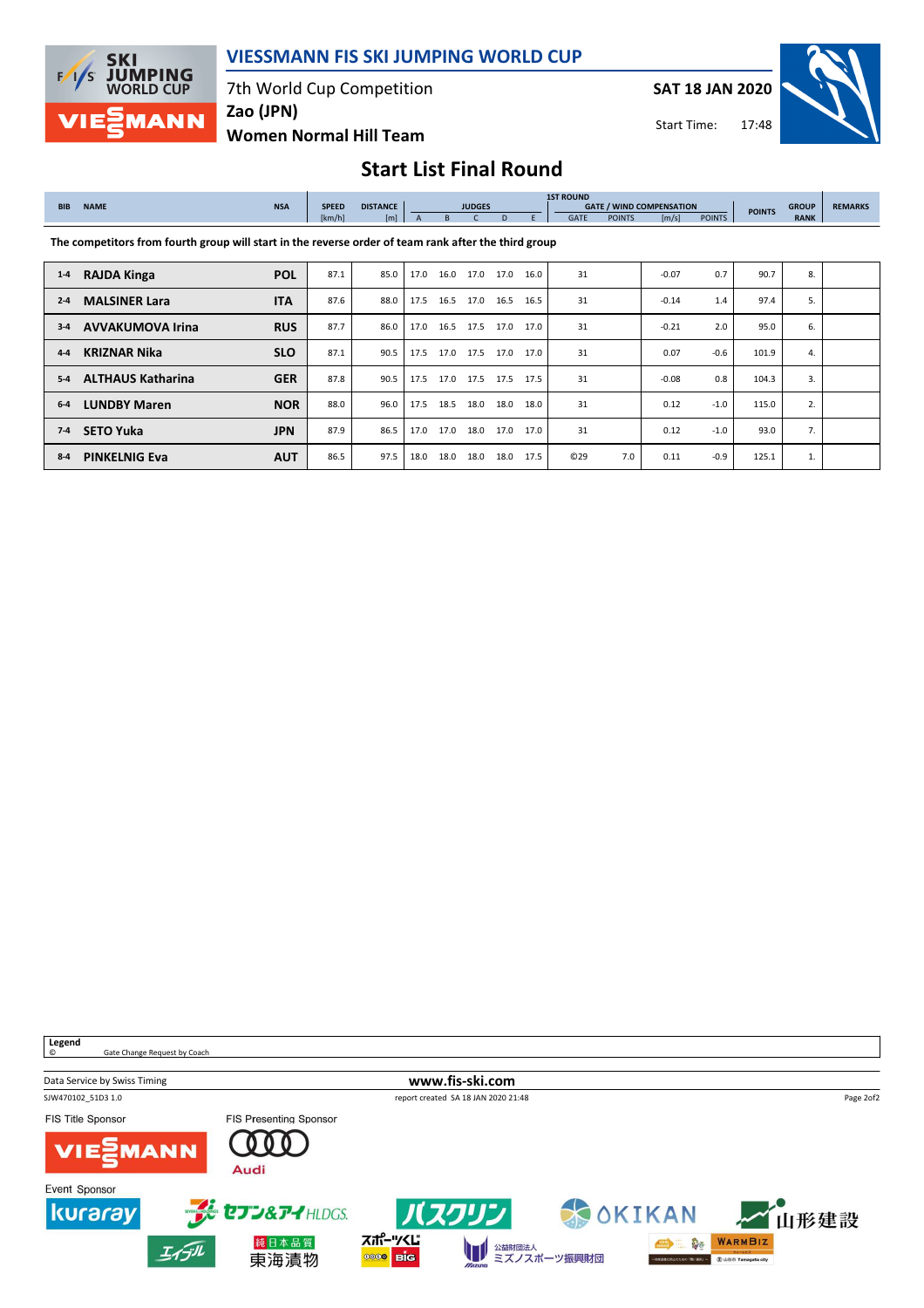# VIESSMANN FIS SKI JUMPING WORLD CUP

7th World Cup Competition
Zao (JPN)
Women Normal Hill Team

SAT 18 JAN 2020
Start Time: 17:48

## Start List Final Round

The competitors from fourth group will start in the reverse order of team rank after the third group

| BIB | NAME | NSA | SPEED [km/h] | DISTANCE [m] | JUDGES A | B | C | D | E | 1ST ROUND GATE / WIND COMPENSATION GATE | POINTS | [m/s] | POINTS | POINTS | GROUP RANK | REMARKS |
|---|---|---|---|---|---|---|---|---|---|---|---|---|---|---|---|---|
| 1-4 | RAJDA Kinga | POL | 87.1 | 85.0 | 17.0 | 16.0 | 17.0 | 17.0 | 16.0 | 31 | | -0.07 | 0.7 | 90.7 | 8. | |
| 2-4 | MALSINER Lara | ITA | 87.6 | 88.0 | 17.5 | 16.5 | 17.0 | 16.5 | 16.5 | 31 | | -0.14 | 1.4 | 97.4 | 5. | |
| 3-4 | AVVAKUMOVA Irina | RUS | 87.7 | 86.0 | 17.0 | 16.5 | 17.5 | 17.0 | 17.0 | 31 | | -0.21 | 2.0 | 95.0 | 6. | |
| 4-4 | KRIZNAR Nika | SLO | 87.1 | 90.5 | 17.5 | 17.0 | 17.5 | 17.0 | 17.0 | 31 | | 0.07 | -0.6 | 101.9 | 4. | |
| 5-4 | ALTHAUS Katharina | GER | 87.8 | 90.5 | 17.5 | 17.0 | 17.5 | 17.5 | 17.5 | 31 | | -0.08 | 0.8 | 104.3 | 3. | |
| 6-4 | LUNDBY Maren | NOR | 88.0 | 96.0 | 17.5 | 18.5 | 18.0 | 18.0 | 18.0 | 31 | | 0.12 | -1.0 | 115.0 | 2. | |
| 7-4 | SETO Yuka | JPN | 87.9 | 86.5 | 17.0 | 17.0 | 18.0 | 17.0 | 17.0 | 31 | | 0.12 | -1.0 | 93.0 | 7. | |
| 8-4 | PINKELNIG Eva | AUT | 86.5 | 97.5 | 18.0 | 18.0 | 18.0 | 18.0 | 17.5 | ©29 | 7.0 | 0.11 | -0.9 | 125.1 | 1. | |

**Legend**
© Gate Change Request by Coach

Data Service by Swiss Timing
www.fis-ski.com
SJW470102_51D3 1.0
report created SA 18 JAN 2020 21:48

FIS Title Sponsor
FIS Presenting Sponsor
Event Sponsor